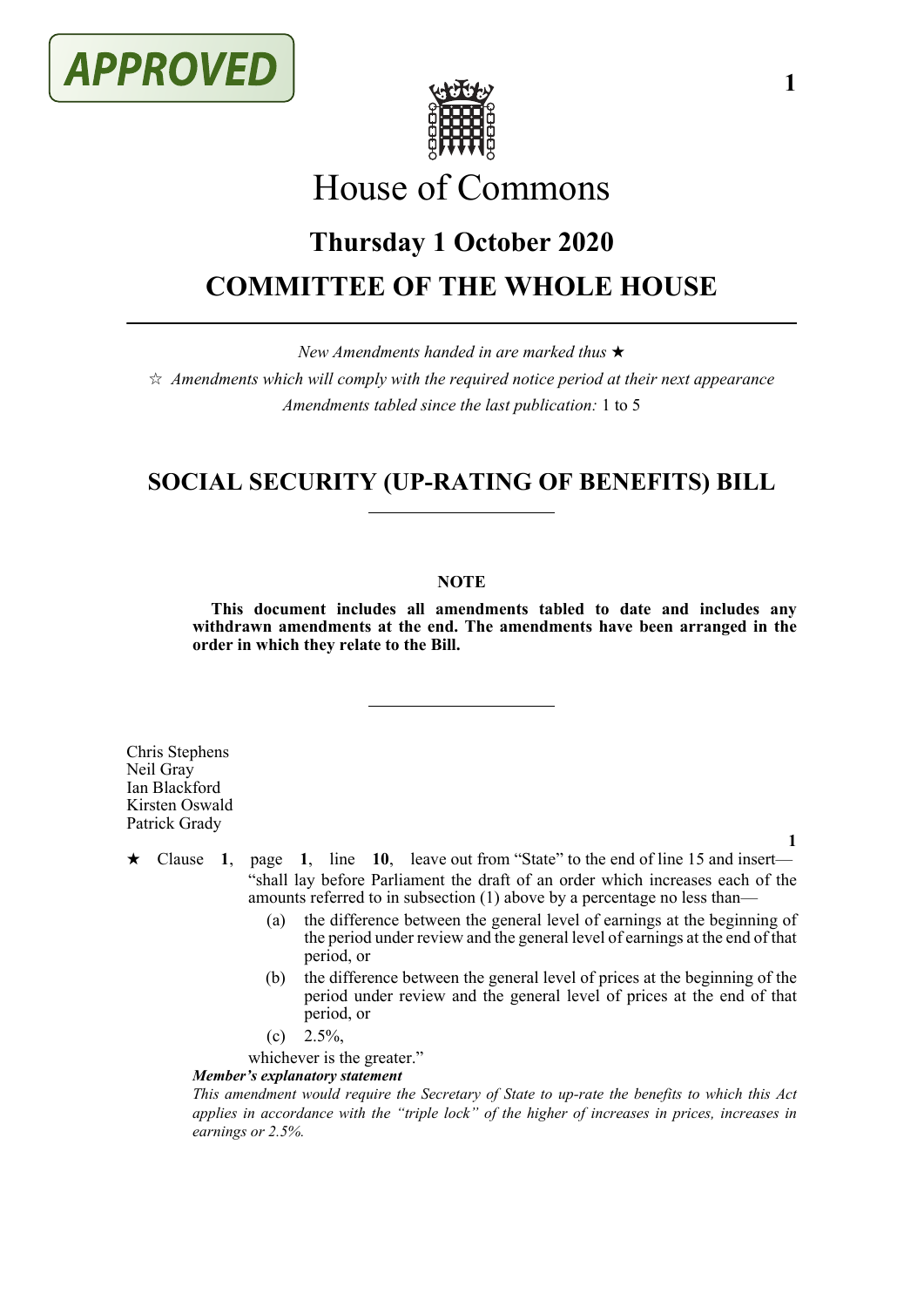APPROVED

# House of Commons

## Thursday 1 October 2020

## COMMITTEE OF THE WHOLE HOUSE

*New Amendments handed in are marked thus* ★

☆ *Amendments which will comply with the required notice period at their next appearance*

*Amendments tabled since the last publication:* 1 to 5

## SOCIAL SECURITY (UP-RATING OF BENEFITS) BILL

**NOTE**

**This document includes all amendments tabled to date and includes any withdrawn amendments at the end. The amendments have been arranged in the order in which they relate to the Bill.**

Chris Stephens
Neil Gray
Ian Blackford
Kirsten Oswald
Patrick Grady

**1**

★ Clause **1**, page **1**, line **10**, leave out from "State" to the end of line 15 and insert—

"shall lay before Parliament the draft of an order which increases each of the amounts referred to in subsection (1) above by a percentage no less than—

(a) the difference between the general level of earnings at the beginning of the period under review and the general level of earnings at the end of that period, or

(b) the difference between the general level of prices at the beginning of the period under review and the general level of prices at the end of that period, or

(c) 2.5%,

whichever is the greater."

***Member's explanatory statement***

*This amendment would require the Secretary of State to up-rate the benefits to which this Act applies in accordance with the "triple lock" of the higher of increases in prices, increases in earnings or 2.5%.*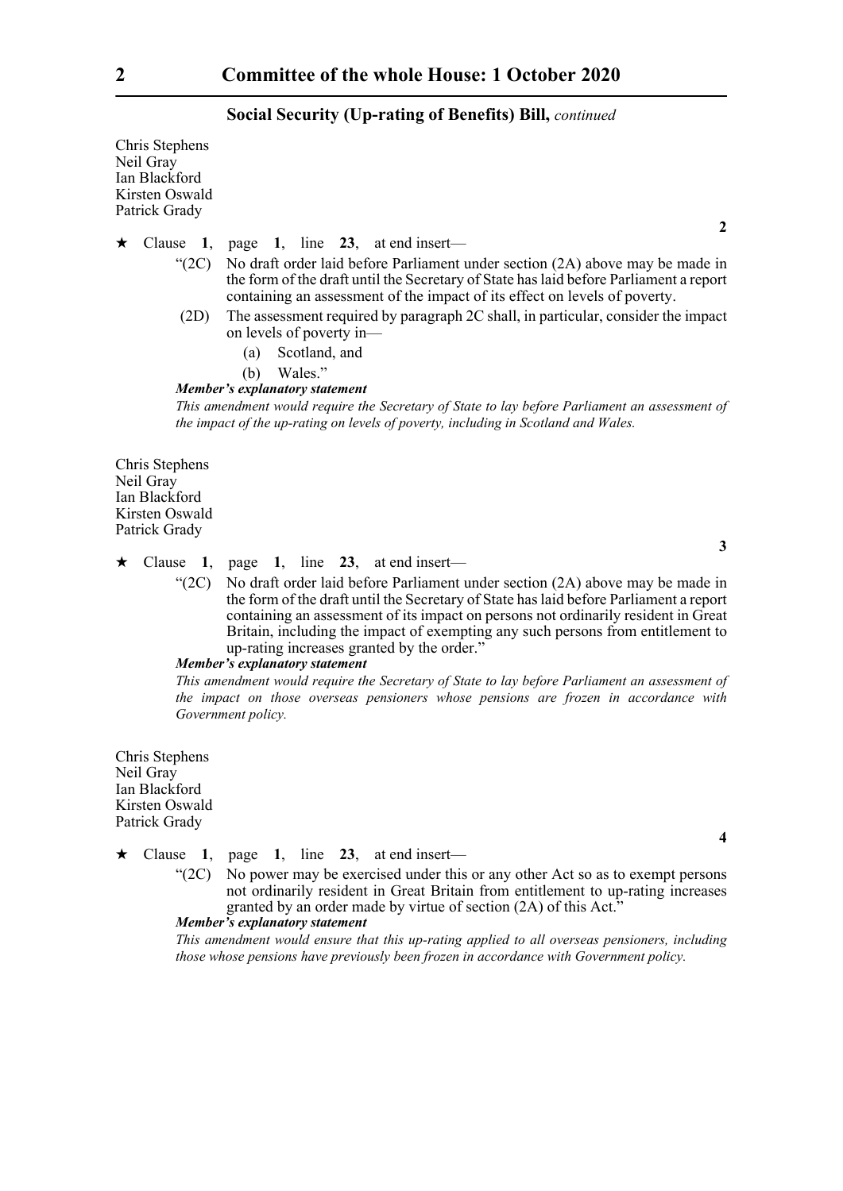Chris Stephens
Neil Gray
Ian Blackford
Kirsten Oswald
Patrick Grady

**2**

★ Clause **1**, page **1**, line **23**, at end insert—

"(2C) No draft order laid before Parliament under section (2A) above may be made in the form of the draft until the Secretary of State has laid before Parliament a report containing an assessment of the impact of its effect on levels of poverty.

(2D) The assessment required by paragraph 2C shall, in particular, consider the impact on levels of poverty in—

(a) Scotland, and

(b) Wales."

***Member's explanatory statement***

*This amendment would require the Secretary of State to lay before Parliament an assessment of the impact of the up-rating on levels of poverty, including in Scotland and Wales.*

Chris Stephens
Neil Gray
Ian Blackford
Kirsten Oswald
Patrick Grady

**3**

★ Clause **1**, page **1**, line **23**, at end insert—

"(2C) No draft order laid before Parliament under section (2A) above may be made in the form of the draft until the Secretary of State has laid before Parliament a report containing an assessment of its impact on persons not ordinarily resident in Great Britain, including the impact of exempting any such persons from entitlement to up-rating increases granted by the order."

***Member's explanatory statement***

*This amendment would require the Secretary of State to lay before Parliament an assessment of the impact on those overseas pensioners whose pensions are frozen in accordance with Government policy.*

Chris Stephens
Neil Gray
Ian Blackford
Kirsten Oswald
Patrick Grady

**4**

★ Clause **1**, page **1**, line **23**, at end insert—

"(2C) No power may be exercised under this or any other Act so as to exempt persons not ordinarily resident in Great Britain from entitlement to up-rating increases granted by an order made by virtue of section (2A) of this Act."

***Member's explanatory statement***

*This amendment would ensure that this up-rating applied to all overseas pensioners, including those whose pensions have previously been frozen in accordance with Government policy.*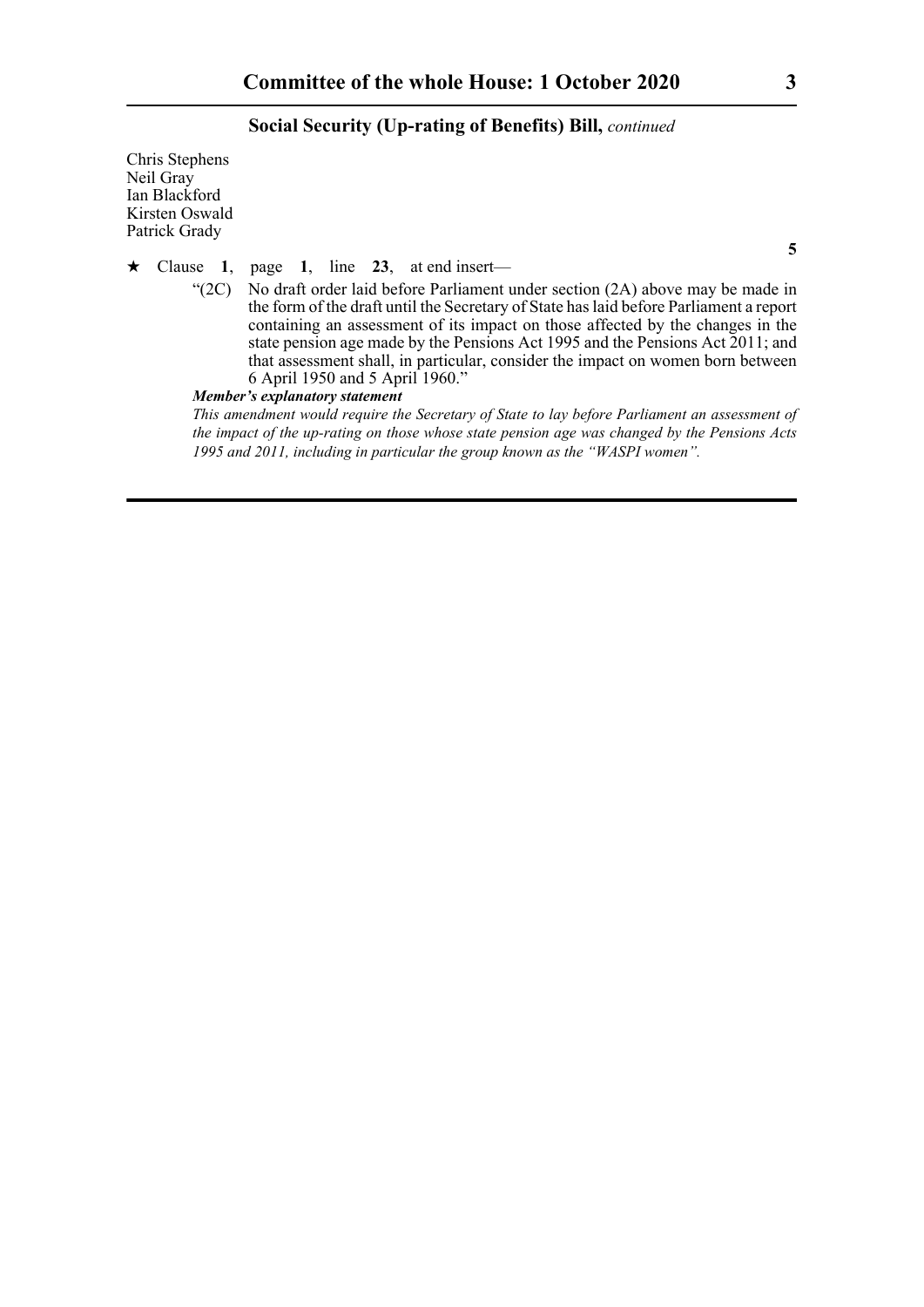Chris Stephens
Neil Gray
Ian Blackford
Kirsten Oswald
Patrick Grady

**5**

★ Clause **1**, page **1**, line **23**, at end insert—

"(2C) No draft order laid before Parliament under section (2A) above may be made in the form of the draft until the Secretary of State has laid before Parliament a report containing an assessment of its impact on those affected by the changes in the state pension age made by the Pensions Act 1995 and the Pensions Act 2011; and that assessment shall, in particular, consider the impact on women born between 6 April 1950 and 5 April 1960."

***Member's explanatory statement***

*This amendment would require the Secretary of State to lay before Parliament an assessment of the impact of the up-rating on those whose state pension age was changed by the Pensions Acts 1995 and 2011, including in particular the group known as the "WASPI women".*